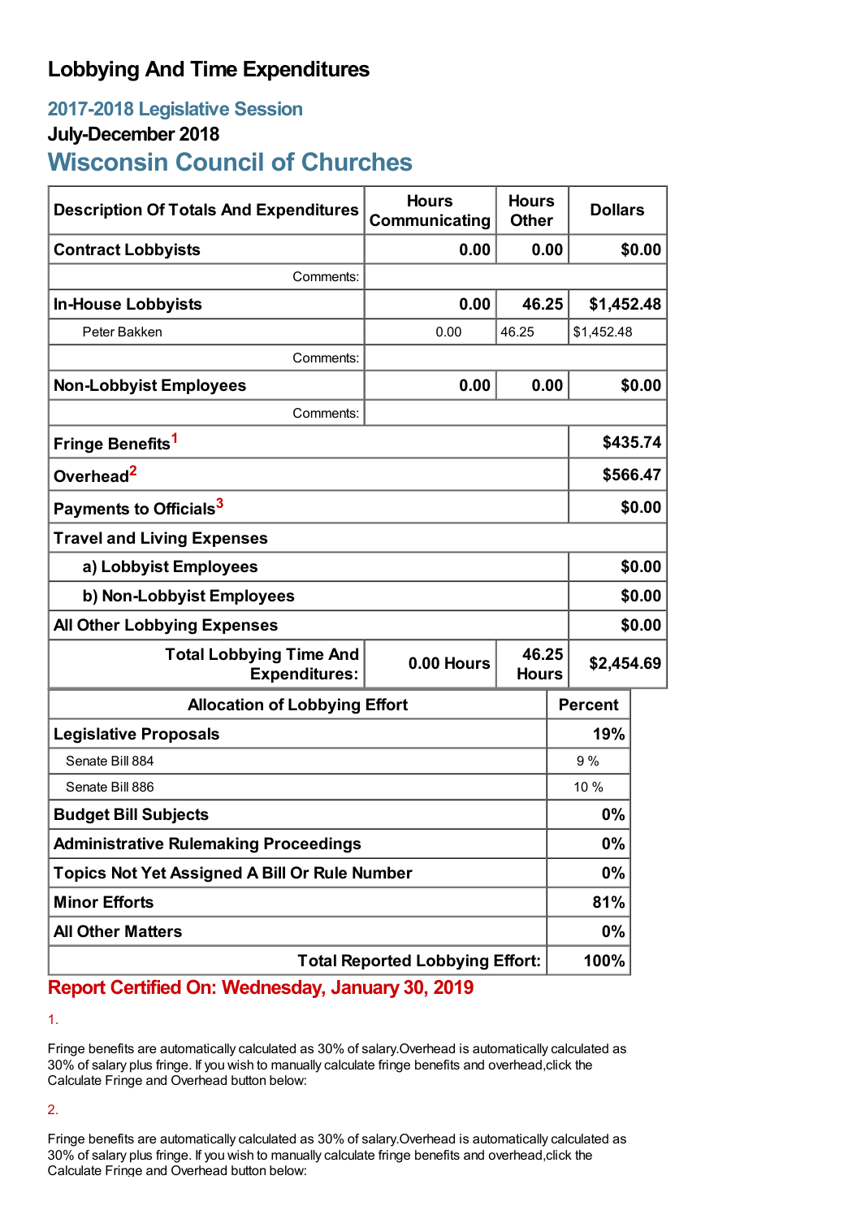# Lobbying And Time Expenditures

## 2017-2018 Legislative Session

### July-December 2018

## Wisconsin Council of Churches

| Description Of Totals And Expenditures | Hours Communicating | Hours Other | Dollars |
|---|---|---|---|
| **Contract Lobbyists** | **0.00** | **0.00** | **$0.00** |
| Comments: | | | |
| **In-House Lobbyists** | **0.00** | **46.25** | **$1,452.48** |
| Peter Bakken | 0.00 | 46.25 | $1,452.48 |
| Comments: | | | |
| **Non-Lobbyist Employees** | **0.00** | **0.00** | **$0.00** |
| Comments: | | | |
| **Fringe Benefits**[1] | | | **$435.74** |
| **Overhead**[2] | | | **$566.47** |
| **Payments to Officials**[3] | | | **$0.00** |
| **Travel and Living Expenses** | | | |
| **a) Lobbyist Employees** | | | **$0.00** |
| **b) Non-Lobbyist Employees** | | | **$0.00** |
| **All Other Lobbying Expenses** | | | **$0.00** |
| **Total Lobbying Time And Expenditures:** | **0.00 Hours** | **46.25 Hours** | **$2,454.69** |

| Allocation of Lobbying Effort | Percent |
|---|---|
| **Legislative Proposals** | **19%** |
| Senate Bill 884 | 9 % |
| Senate Bill 886 | 10 % |
| **Budget Bill Subjects** | **0%** |
| **Administrative Rulemaking Proceedings** | **0%** |
| **Topics Not Yet Assigned A Bill Or Rule Number** | **0%** |
| **Minor Efforts** | **81%** |
| **All Other Matters** | **0%** |
| **Total Reported Lobbying Effort:** | **100%** |

**Report Certified On: Wednesday, January 30, 2019**

1.

Fringe benefits are automatically calculated as 30% of salary.Overhead is automatically calculated as 30% of salary plus fringe. If you wish to manually calculate fringe benefits and overhead,click the Calculate Fringe and Overhead button below:

2.

Fringe benefits are automatically calculated as 30% of salary.Overhead is automatically calculated as 30% of salary plus fringe. If you wish to manually calculate fringe benefits and overhead,click the Calculate Fringe and Overhead button below: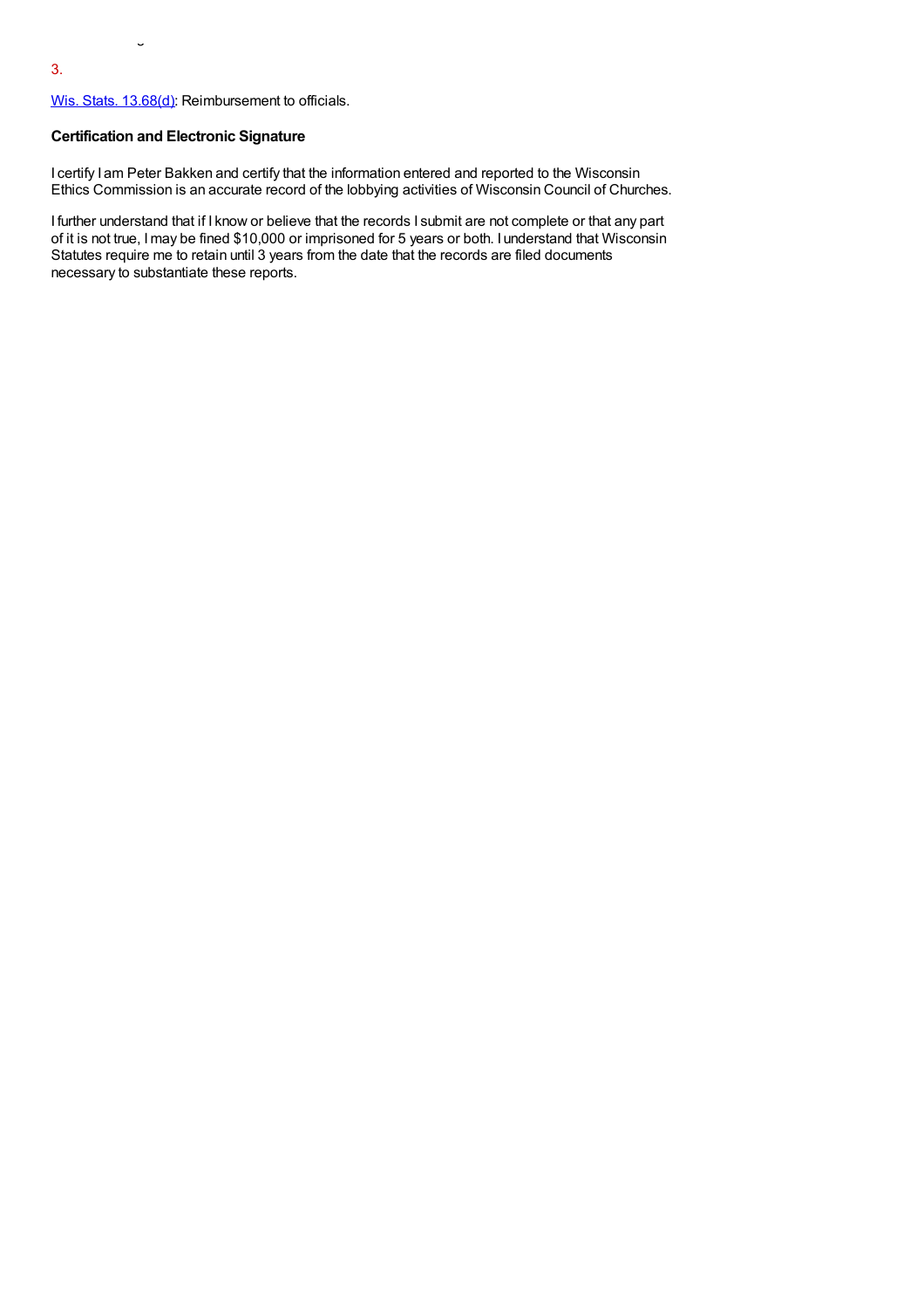3.

[Wis. Stats. 13.68(d)](#): Reimbursement to officials.

**Certification and Electronic Signature**

I certify I am Peter Bakken and certify that the information entered and reported to the Wisconsin Ethics Commission is an accurate record of the lobbying activities of Wisconsin Council of Churches.

I further understand that if I know or believe that the records I submit are not complete or that any part of it is not true, I may be fined $10,000 or imprisoned for 5 years or both. I understand that Wisconsin Statutes require me to retain until 3 years from the date that the records are filed documents necessary to substantiate these reports.